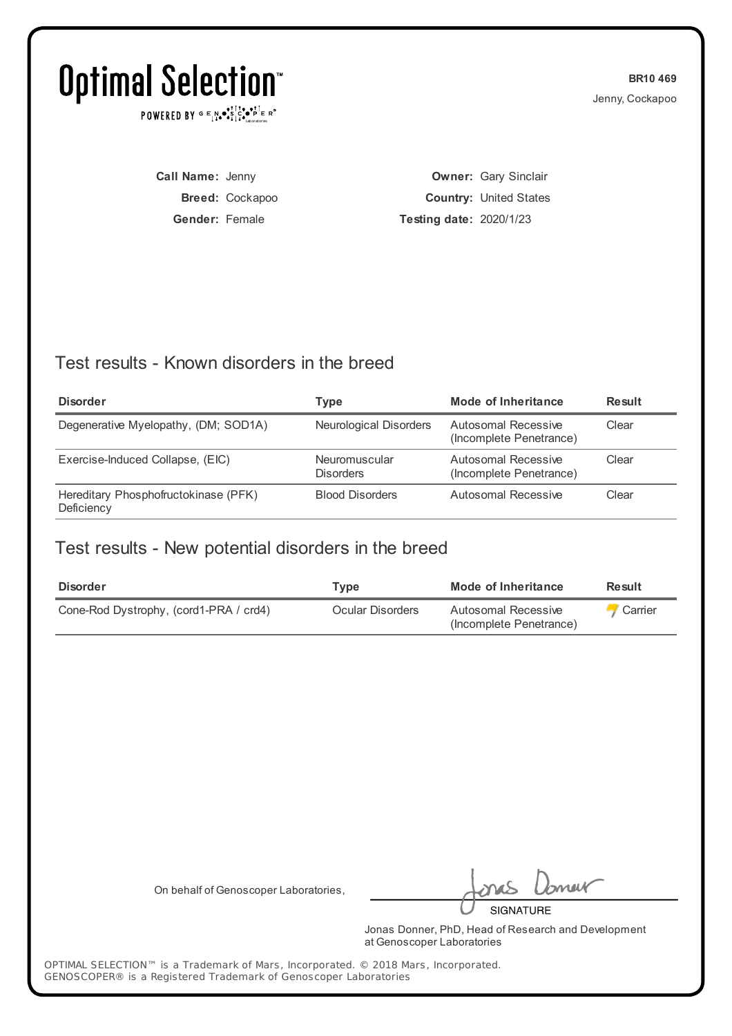# Optimal Selection™

POWERED BY GENOSCOPER® Laboratories

**BR10 469**

Jenny, Cockapoo

**Call Name:** Jenny
**Breed:** Cockapoo
**Gender:** Female

**Owner:** Gary Sinclair
**Country:** United States
**Testing date:** 2020/1/23

## Test results - Known disorders in the breed

| Disorder | Type | Mode of Inheritance | Result |
|---|---|---|---|
| Degenerative Myelopathy, (DM; SOD1A) | Neurological Disorders | Autosomal Recessive (Incomplete Penetrance) | Clear |
| Exercise-Induced Collapse, (EIC) | Neuromuscular Disorders | Autosomal Recessive (Incomplete Penetrance) | Clear |
| Hereditary Phosphofructokinase (PFK) Deficiency | Blood Disorders | Autosomal Recessive | Clear |

## Test results - New potential disorders in the breed

| Disorder | Type | Mode of Inheritance | Result |
|---|---|---|---|
| Cone-Rod Dystrophy, (cord1-PRA / crd4) | Ocular Disorders | Autosomal Recessive (Incomplete Penetrance) | Carrier |

On behalf of Genoscoper Laboratories,

SIGNATURE

Jonas Donner, PhD, Head of Research and Development at Genoscoper Laboratories

OPTIMAL SELECTION™ is a Trademark of Mars, Incorporated. © 2018 Mars, Incorporated.
GENOSCOPER® is a Registered Trademark of Genoscoper Laboratories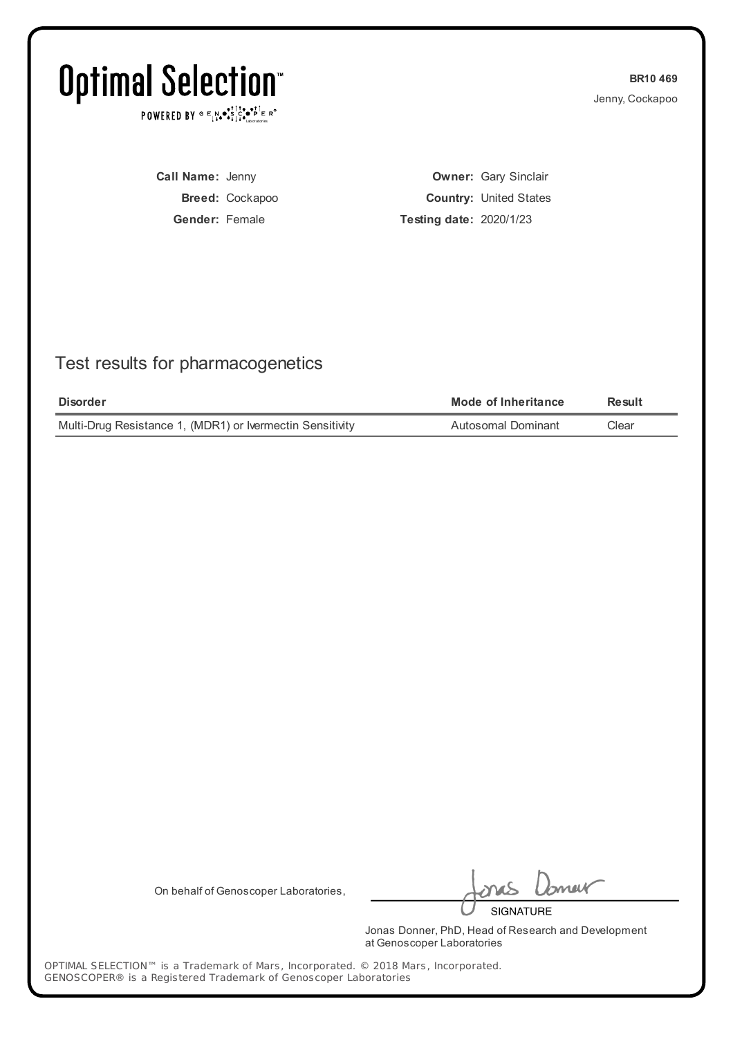# Optimal Selection™

POWERED BY GENOSCOPER® Laboratories

**BR10 469**
Jenny, Cockapoo

**Call Name:** Jenny
**Breed:** Cockapoo
**Gender:** Female

**Owner:** Gary Sinclair
**Country:** United States
**Testing date:** 2020/1/23

## Test results for pharmacogenetics

| Disorder | Mode of Inheritance | Result |
|---|---|---|
| Multi-Drug Resistance 1, (MDR1) or Ivermectin Sensitivity | Autosomal Dominant | Clear |

On behalf of Genoscoper Laboratories,

SIGNATURE

Jonas Donner, PhD, Head of Research and Development at Genoscoper Laboratories

OPTIMAL SELECTION™ is a Trademark of Mars, Incorporated. © 2018 Mars, Incorporated.
GENOSCOPER® is a Registered Trademark of Genoscoper Laboratories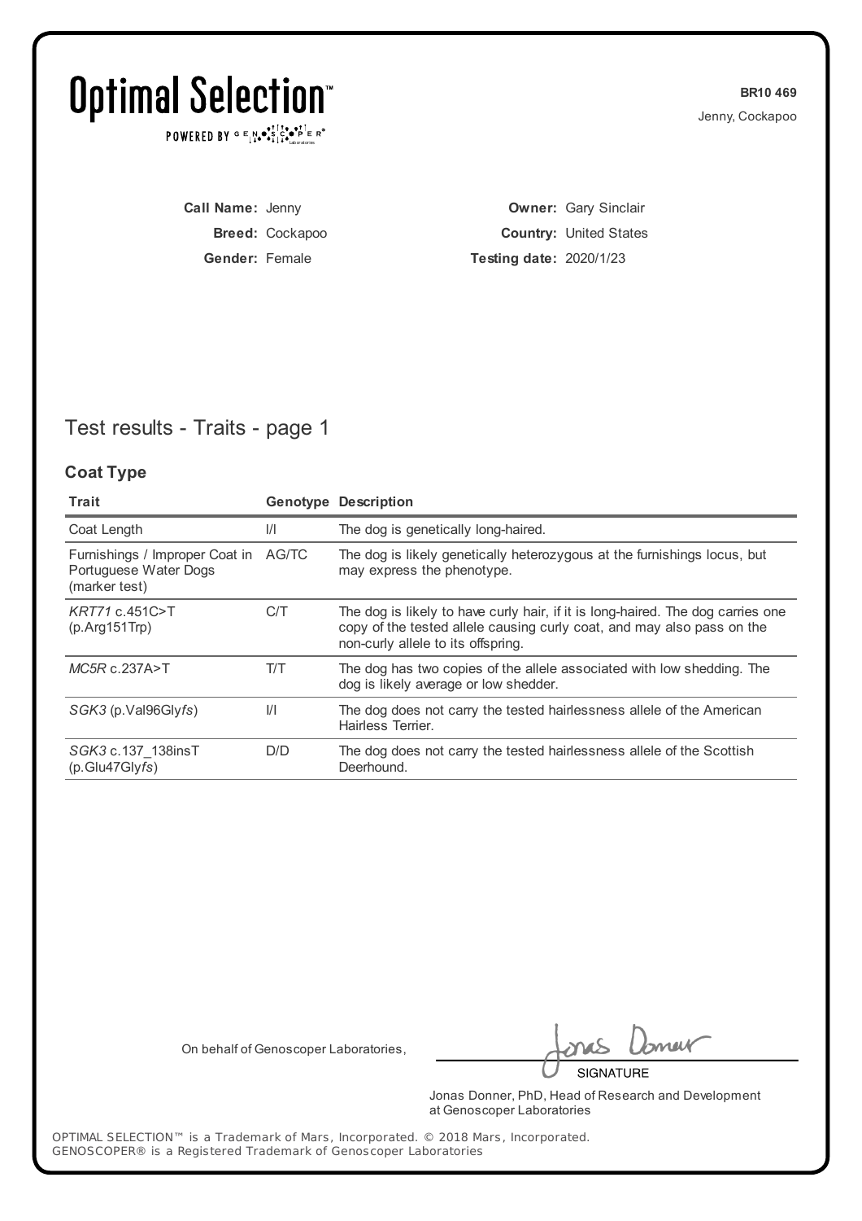# Optimal Selection™

POWERED BY GENOSCOPER® Laboratories

**BR10 469**
Jenny, Cockapoo

**Call Name:** Jenny
**Breed:** Cockapoo
**Gender:** Female

**Owner:** Gary Sinclair
**Country:** United States
**Testing date:** 2020/1/23

## Test results - Traits - page 1

### Coat Type

| Trait | Genotype | Description |
|---|---|---|
| Coat Length | I/I | The dog is genetically long-haired. |
| Furnishings / Improper Coat in Portuguese Water Dogs (marker test) | AG/TC | The dog is likely genetically heterozygous at the furnishings locus, but may express the phenotype. |
| *KRT71* c.451C>T (p.Arg151Trp) | C/T | The dog is likely to have curly hair, if it is long-haired. The dog carries one copy of the tested allele causing curly coat, and may also pass on the non-curly allele to its offspring. |
| *MC5R* c.237A>T | T/T | The dog has two copies of the allele associated with low shedding. The dog is likely average or low shedder. |
| *SGK3* (p.Val96Gly*fs*) | I/I | The dog does not carry the tested hairlessness allele of the American Hairless Terrier. |
| *SGK3* c.137_138insT (p.Glu47Gly*fs*) | D/D | The dog does not carry the tested hairlessness allele of the Scottish Deerhound. |

On behalf of Genoscoper Laboratories,

SIGNATURE

Jonas Donner, PhD, Head of Research and Development at Genoscoper Laboratories

OPTIMAL SELECTION™ is a Trademark of Mars, Incorporated. © 2018 Mars, Incorporated.
GENOSCOPER® is a Registered Trademark of Genoscoper Laboratories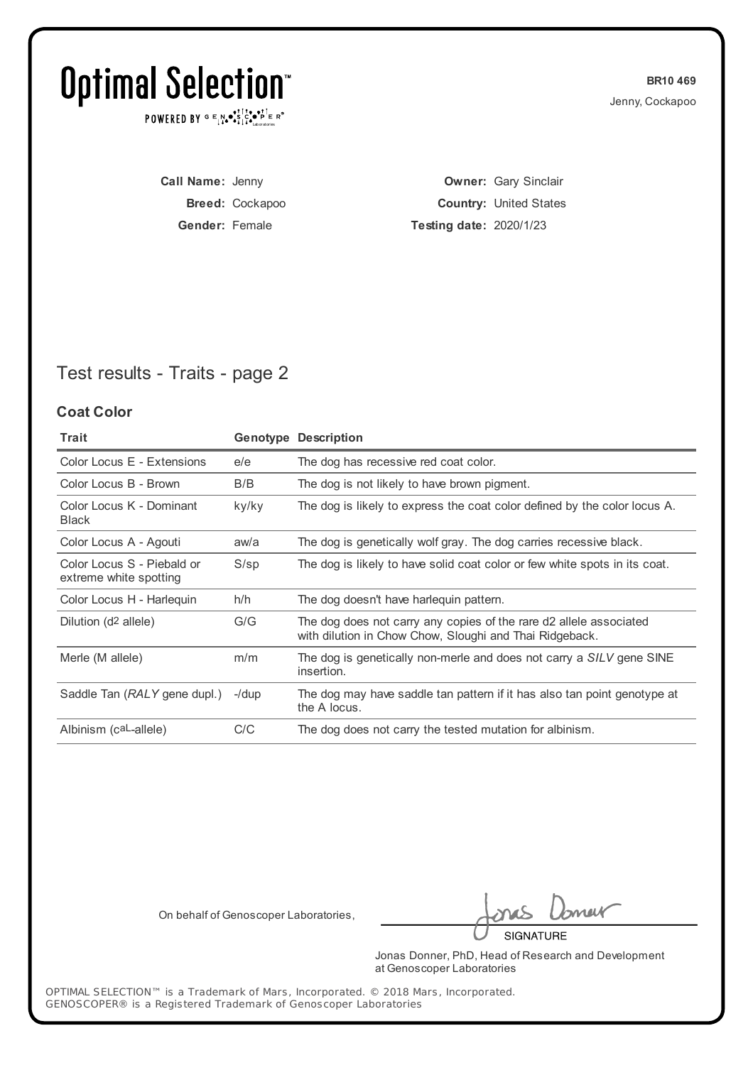# Optimal Selection™

POWERED BY GENOSCOPER® Laboratories

**BR10 469**
Jenny, Cockapoo

**Call Name:** Jenny
**Breed:** Cockapoo
**Gender:** Female

**Owner:** Gary Sinclair
**Country:** United States
**Testing date:** 2020/1/23

## Test results - Traits - page 2

### Coat Color

| Trait | Genotype | Description |
|---|---|---|
| Color Locus E - Extensions | e/e | The dog has recessive red coat color. |
| Color Locus B - Brown | B/B | The dog is not likely to have brown pigment. |
| Color Locus K - Dominant Black | ky/ky | The dog is likely to express the coat color defined by the color locus A. |
| Color Locus A - Agouti | aw/a | The dog is genetically wolf gray. The dog carries recessive black. |
| Color Locus S - Piebald or extreme white spotting | S/sp | The dog is likely to have solid coat color or few white spots in its coat. |
| Color Locus H - Harlequin | h/h | The dog doesn't have harlequin pattern. |
| Dilution ($d^2$ allele) | G/G | The dog does not carry any copies of the rare d2 allele associated with dilution in Chow Chow, Sloughi and Thai Ridgeback. |
| Merle (M allele) | m/m | The dog is genetically non-merle and does not carry a *SILV* gene SINE insertion. |
| Saddle Tan (*RALY* gene dupl.) | -/dup | The dog may have saddle tan pattern if it has also tan point genotype at the A locus. |
| Albinism ($c^{aL}$-allele) | C/C | The dog does not carry the tested mutation for albinism. |

On behalf of Genoscoper Laboratories,

SIGNATURE

Jonas Donner, PhD, Head of Research and Development at Genoscoper Laboratories

OPTIMAL SELECTION™ is a Trademark of Mars, Incorporated. © 2018 Mars, Incorporated.
GENOSCOPER® is a Registered Trademark of Genoscoper Laboratories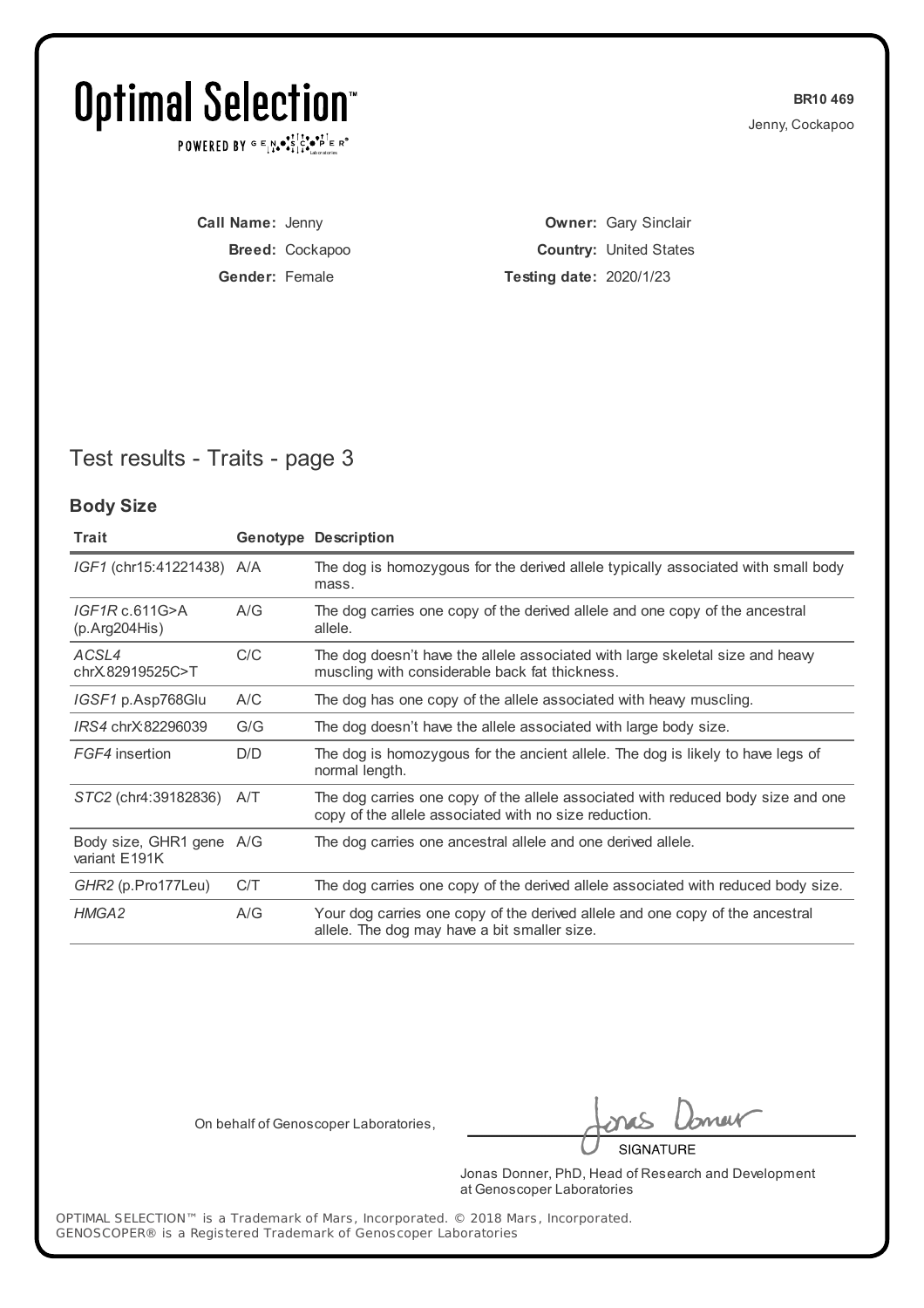# Optimal Selection™

POWERED BY GENOSCOPER® Laboratories

**BR10 469**
Jenny, Cockapoo

**Call Name:** Jenny
**Breed:** Cockapoo
**Gender:** Female

**Owner:** Gary Sinclair
**Country:** United States
**Testing date:** 2020/1/23

## Test results - Traits - page 3

### Body Size

| Trait | Genotype | Description |
|---|---|---|
| *IGF1* (chr15:41221438) | A/A | The dog is homozygous for the derived allele typically associated with small body mass. |
| *IGF1R* c.611G>A (p.Arg204His) | A/G | The dog carries one copy of the derived allele and one copy of the ancestral allele. |
| *ACSL4* chrX:82919525C>T | C/C | The dog doesn't have the allele associated with large skeletal size and heavy muscling with considerable back fat thickness. |
| *IGSF1* p.Asp768Glu | A/C | The dog has one copy of the allele associated with heavy muscling. |
| *IRS4* chrX:82296039 | G/G | The dog doesn't have the allele associated with large body size. |
| *FGF4* insertion | D/D | The dog is homozygous for the ancient allele. The dog is likely to have legs of normal length. |
| *STC2* (chr4:39182836) | A/T | The dog carries one copy of the allele associated with reduced body size and one copy of the allele associated with no size reduction. |
| Body size, GHR1 gene variant E191K | A/G | The dog carries one ancestral allele and one derived allele. |
| *GHR2* (p.Pro177Leu) | C/T | The dog carries one copy of the derived allele associated with reduced body size. |
| *HMGA2* | A/G | Your dog carries one copy of the derived allele and one copy of the ancestral allele. The dog may have a bit smaller size. |

On behalf of Genoscoper Laboratories,

SIGNATURE

Jonas Donner, PhD, Head of Research and Development at Genoscoper Laboratories

OPTIMAL SELECTION™ is a Trademark of Mars, Incorporated. © 2018 Mars, Incorporated.
GENOSCOPER® is a Registered Trademark of Genoscoper Laboratories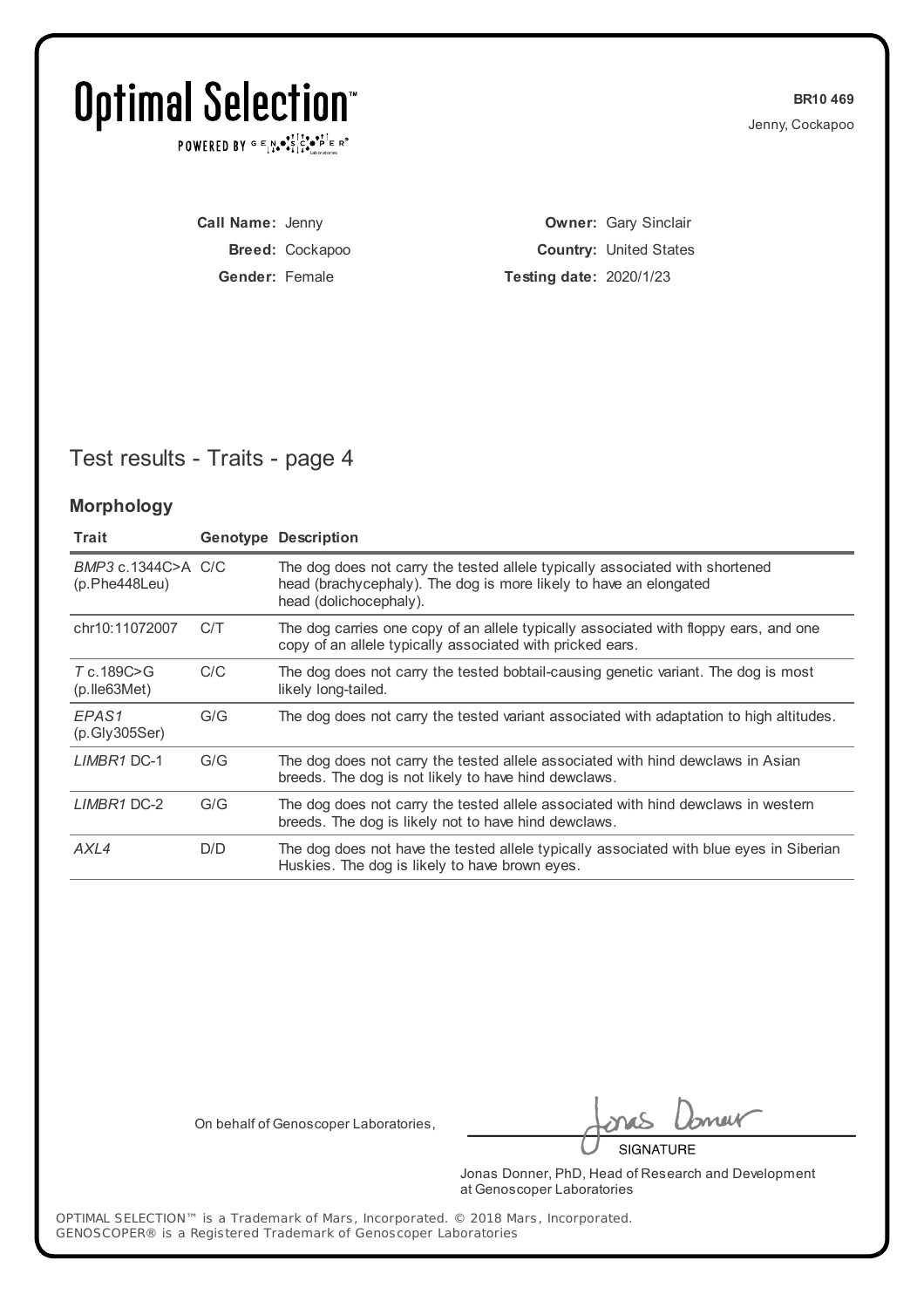# Optimal Selection™

POWERED BY GENOSCOPER® Laboratories

**BR10 469**
Jenny, Cockapoo

**Call Name:** Jenny
**Breed:** Cockapoo
**Gender:** Female

**Owner:** Gary Sinclair
**Country:** United States
**Testing date:** 2020/1/23

## Test results - Traits - page 4

### Morphology

| Trait | Genotype | Description |
|---|---|---|
| *BMP3* c.1344C>A (p.Phe448Leu) | C/C | The dog does not carry the tested allele typically associated with shortened head (brachycephaly). The dog is more likely to have an elongated head (dolichocephaly). |
| chr10:11072007 | C/T | The dog carries one copy of an allele typically associated with floppy ears, and one copy of an allele typically associated with pricked ears. |
| *T* c.189C>G (p.Ile63Met) | C/C | The dog does not carry the tested bobtail-causing genetic variant. The dog is most likely long-tailed. |
| *EPAS1* (p.Gly305Ser) | G/G | The dog does not carry the tested variant associated with adaptation to high altitudes. |
| *LIMBR1* DC-1 | G/G | The dog does not carry the tested allele associated with hind dewclaws in Asian breeds. The dog is not likely to have hind dewclaws. |
| *LIMBR1* DC-2 | G/G | The dog does not carry the tested allele associated with hind dewclaws in western breeds. The dog is likely not to have hind dewclaws. |
| *AXL4* | D/D | The dog does not have the tested allele typically associated with blue eyes in Siberian Huskies. The dog is likely to have brown eyes. |

On behalf of Genoscoper Laboratories,

SIGNATURE

Jonas Donner, PhD, Head of Research and Development at Genoscoper Laboratories

OPTIMAL SELECTION™ is a Trademark of Mars, Incorporated. © 2018 Mars, Incorporated.
GENOSCOPER® is a Registered Trademark of Genoscoper Laboratories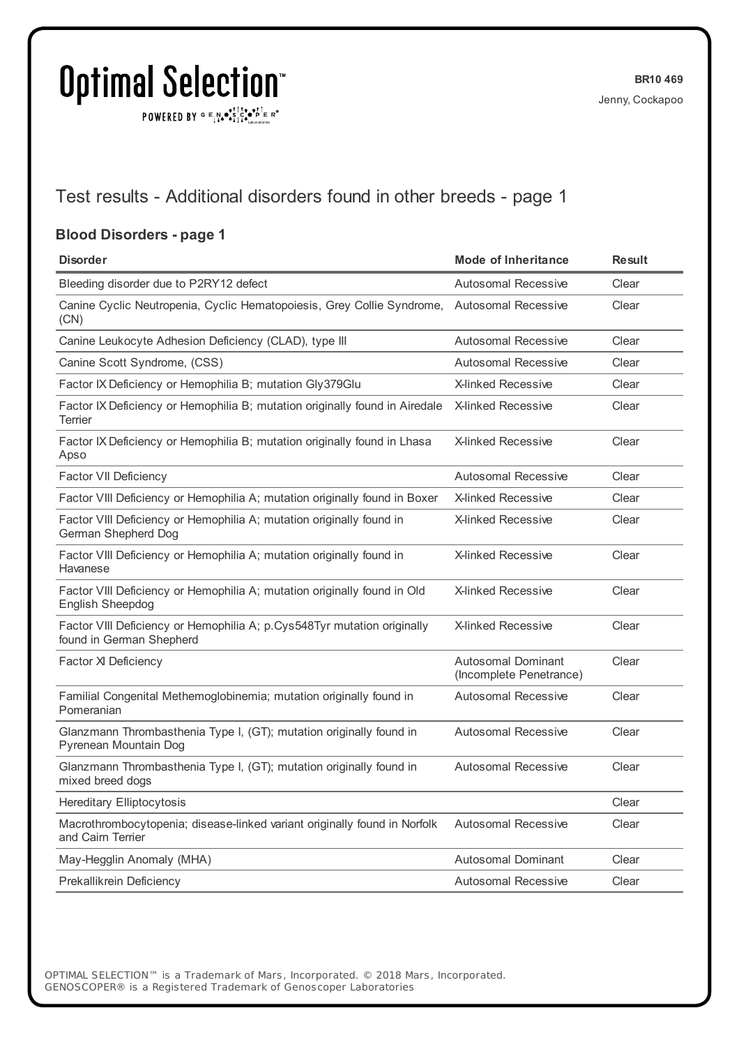# Test results - Additional disorders found in other breeds - page 1

## Blood Disorders - page 1

| Disorder | Mode of Inheritance | Result |
|---|---|---|
| Bleeding disorder due to P2RY12 defect | Autosomal Recessive | Clear |
| Canine Cyclic Neutropenia, Cyclic Hematopoiesis, Grey Collie Syndrome, (CN) | Autosomal Recessive | Clear |
| Canine Leukocyte Adhesion Deficiency (CLAD), type III | Autosomal Recessive | Clear |
| Canine Scott Syndrome, (CSS) | Autosomal Recessive | Clear |
| Factor IX Deficiency or Hemophilia B; mutation Gly379Glu | X-linked Recessive | Clear |
| Factor IX Deficiency or Hemophilia B; mutation originally found in Airedale Terrier | X-linked Recessive | Clear |
| Factor IX Deficiency or Hemophilia B; mutation originally found in Lhasa Apso | X-linked Recessive | Clear |
| Factor VII Deficiency | Autosomal Recessive | Clear |
| Factor VIII Deficiency or Hemophilia A; mutation originally found in Boxer | X-linked Recessive | Clear |
| Factor VIII Deficiency or Hemophilia A; mutation originally found in German Shepherd Dog | X-linked Recessive | Clear |
| Factor VIII Deficiency or Hemophilia A; mutation originally found in Havanese | X-linked Recessive | Clear |
| Factor VIII Deficiency or Hemophilia A; mutation originally found in Old English Sheepdog | X-linked Recessive | Clear |
| Factor VIII Deficiency or Hemophilia A; p.Cys548Tyr mutation originally found in German Shepherd | X-linked Recessive | Clear |
| Factor XI Deficiency | Autosomal Dominant (Incomplete Penetrance) | Clear |
| Familial Congenital Methemoglobinemia; mutation originally found in Pomeranian | Autosomal Recessive | Clear |
| Glanzmann Thrombasthenia Type I, (GT); mutation originally found in Pyrenean Mountain Dog | Autosomal Recessive | Clear |
| Glanzmann Thrombasthenia Type I, (GT); mutation originally found in mixed breed dogs | Autosomal Recessive | Clear |
| Hereditary Elliptocytosis | | Clear |
| Macrothrombocytopenia; disease-linked variant originally found in Norfolk and Cairn Terrier | Autosomal Recessive | Clear |
| May-Hegglin Anomaly (MHA) | Autosomal Dominant | Clear |
| Prekallikrein Deficiency | Autosomal Recessive | Clear |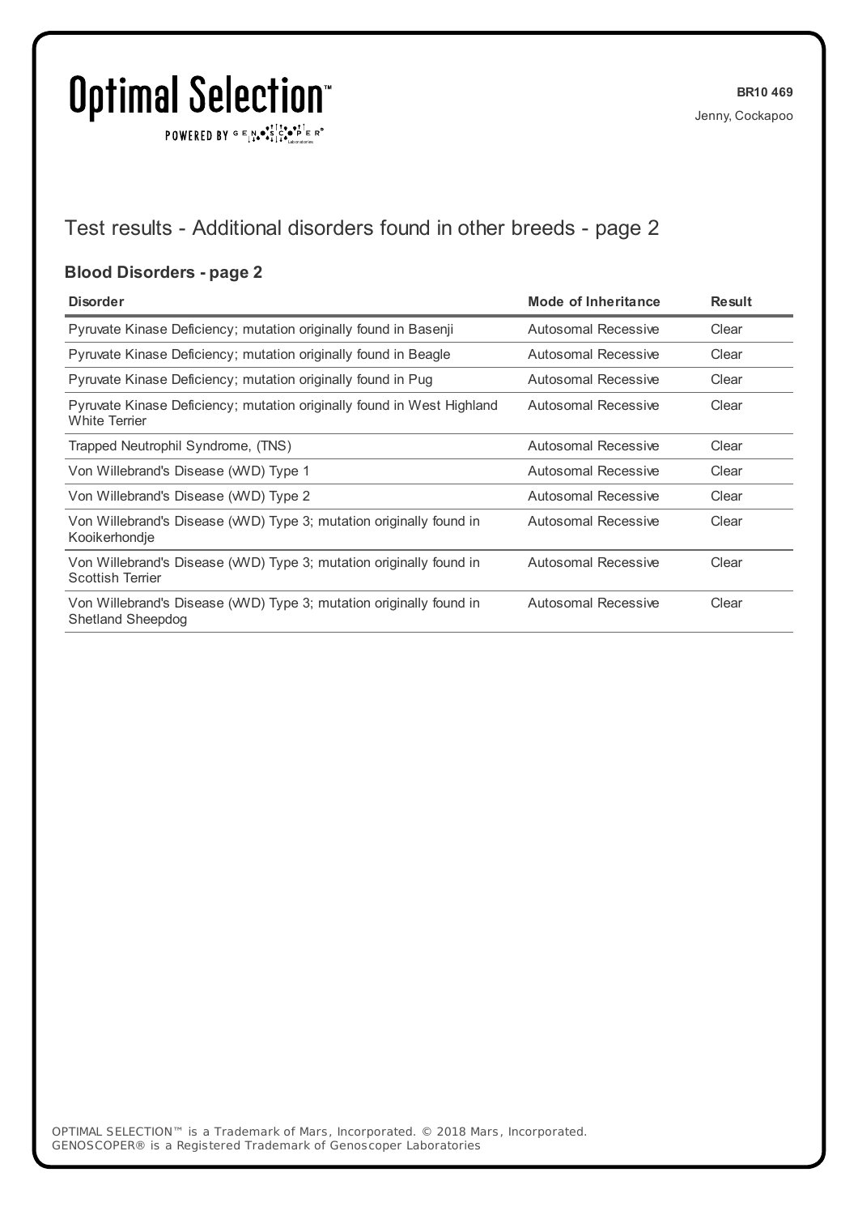## Test results - Additional disorders found in other breeds - page 2

### Blood Disorders - page 2

| Disorder | Mode of Inheritance | Result |
|---|---|---|
| Pyruvate Kinase Deficiency; mutation originally found in Basenji | Autosomal Recessive | Clear |
| Pyruvate Kinase Deficiency; mutation originally found in Beagle | Autosomal Recessive | Clear |
| Pyruvate Kinase Deficiency; mutation originally found in Pug | Autosomal Recessive | Clear |
| Pyruvate Kinase Deficiency; mutation originally found in West Highland White Terrier | Autosomal Recessive | Clear |
| Trapped Neutrophil Syndrome, (TNS) | Autosomal Recessive | Clear |
| Von Willebrand's Disease (vWD) Type 1 | Autosomal Recessive | Clear |
| Von Willebrand's Disease (vWD) Type 2 | Autosomal Recessive | Clear |
| Von Willebrand's Disease (vWD) Type 3; mutation originally found in Kooikerhondje | Autosomal Recessive | Clear |
| Von Willebrand's Disease (vWD) Type 3; mutation originally found in Scottish Terrier | Autosomal Recessive | Clear |
| Von Willebrand's Disease (vWD) Type 3; mutation originally found in Shetland Sheepdog | Autosomal Recessive | Clear |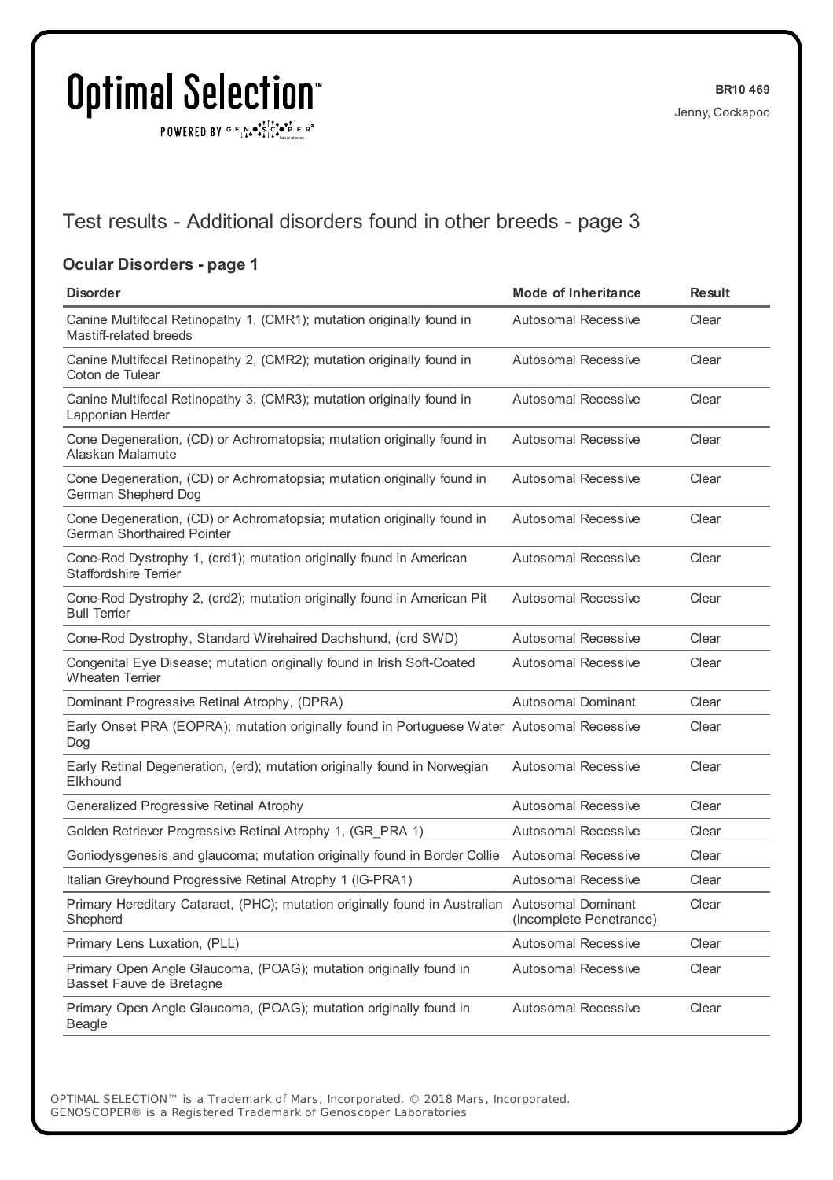## Test results - Additional disorders found in other breeds - page 3

### Ocular Disorders - page 1

| Disorder | Mode of Inheritance | Result |
|---|---|---|
| Canine Multifocal Retinopathy 1, (CMR1); mutation originally found in Mastiff-related breeds | Autosomal Recessive | Clear |
| Canine Multifocal Retinopathy 2, (CMR2); mutation originally found in Coton de Tulear | Autosomal Recessive | Clear |
| Canine Multifocal Retinopathy 3, (CMR3); mutation originally found in Lapponian Herder | Autosomal Recessive | Clear |
| Cone Degeneration, (CD) or Achromatopsia; mutation originally found in Alaskan Malamute | Autosomal Recessive | Clear |
| Cone Degeneration, (CD) or Achromatopsia; mutation originally found in German Shepherd Dog | Autosomal Recessive | Clear |
| Cone Degeneration, (CD) or Achromatopsia; mutation originally found in German Shorthaired Pointer | Autosomal Recessive | Clear |
| Cone-Rod Dystrophy 1, (crd1); mutation originally found in American Staffordshire Terrier | Autosomal Recessive | Clear |
| Cone-Rod Dystrophy 2, (crd2); mutation originally found in American Pit Bull Terrier | Autosomal Recessive | Clear |
| Cone-Rod Dystrophy, Standard Wirehaired Dachshund, (crd SWD) | Autosomal Recessive | Clear |
| Congenital Eye Disease; mutation originally found in Irish Soft-Coated Wheaten Terrier | Autosomal Recessive | Clear |
| Dominant Progressive Retinal Atrophy, (DPRA) | Autosomal Dominant | Clear |
| Early Onset PRA (EOPRA); mutation originally found in Portuguese Water Dog | Autosomal Recessive | Clear |
| Early Retinal Degeneration, (erd); mutation originally found in Norwegian Elkhound | Autosomal Recessive | Clear |
| Generalized Progressive Retinal Atrophy | Autosomal Recessive | Clear |
| Golden Retriever Progressive Retinal Atrophy 1, (GR_PRA 1) | Autosomal Recessive | Clear |
| Goniodysgenesis and glaucoma; mutation originally found in Border Collie | Autosomal Recessive | Clear |
| Italian Greyhound Progressive Retinal Atrophy 1 (IG-PRA1) | Autosomal Recessive | Clear |
| Primary Hereditary Cataract, (PHC); mutation originally found in Australian Shepherd | Autosomal Dominant (Incomplete Penetrance) | Clear |
| Primary Lens Luxation, (PLL) | Autosomal Recessive | Clear |
| Primary Open Angle Glaucoma, (POAG); mutation originally found in Basset Fauve de Bretagne | Autosomal Recessive | Clear |
| Primary Open Angle Glaucoma, (POAG); mutation originally found in Beagle | Autosomal Recessive | Clear |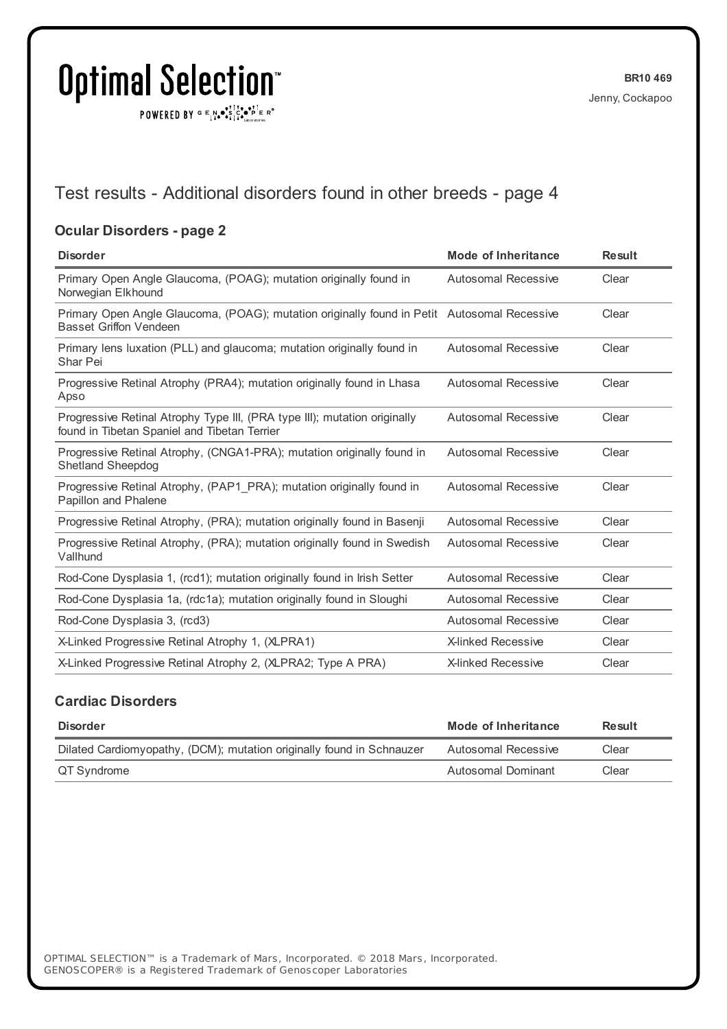## Test results - Additional disorders found in other breeds - page 4

### Ocular Disorders - page 2

| Disorder | Mode of Inheritance | Result |
|---|---|---|
| Primary Open Angle Glaucoma, (POAG); mutation originally found in Norwegian Elkhound | Autosomal Recessive | Clear |
| Primary Open Angle Glaucoma, (POAG); mutation originally found in Petit Basset Griffon Vendeen | Autosomal Recessive | Clear |
| Primary lens luxation (PLL) and glaucoma; mutation originally found in Shar Pei | Autosomal Recessive | Clear |
| Progressive Retinal Atrophy (PRA4); mutation originally found in Lhasa Apso | Autosomal Recessive | Clear |
| Progressive Retinal Atrophy Type III, (PRA type III); mutation originally found in Tibetan Spaniel and Tibetan Terrier | Autosomal Recessive | Clear |
| Progressive Retinal Atrophy, (CNGA1-PRA); mutation originally found in Shetland Sheepdog | Autosomal Recessive | Clear |
| Progressive Retinal Atrophy, (PAP1_PRA); mutation originally found in Papillon and Phalene | Autosomal Recessive | Clear |
| Progressive Retinal Atrophy, (PRA); mutation originally found in Basenji | Autosomal Recessive | Clear |
| Progressive Retinal Atrophy, (PRA); mutation originally found in Swedish Vallhund | Autosomal Recessive | Clear |
| Rod-Cone Dysplasia 1, (rcd1); mutation originally found in Irish Setter | Autosomal Recessive | Clear |
| Rod-Cone Dysplasia 1a, (rdc1a); mutation originally found in Sloughi | Autosomal Recessive | Clear |
| Rod-Cone Dysplasia 3, (rcd3) | Autosomal Recessive | Clear |
| X-Linked Progressive Retinal Atrophy 1, (XLPRA1) | X-linked Recessive | Clear |
| X-Linked Progressive Retinal Atrophy 2, (XLPRA2; Type A PRA) | X-linked Recessive | Clear |

### Cardiac Disorders

| Disorder | Mode of Inheritance | Result |
|---|---|---|
| Dilated Cardiomyopathy, (DCM); mutation originally found in Schnauzer | Autosomal Recessive | Clear |
| QT Syndrome | Autosomal Dominant | Clear |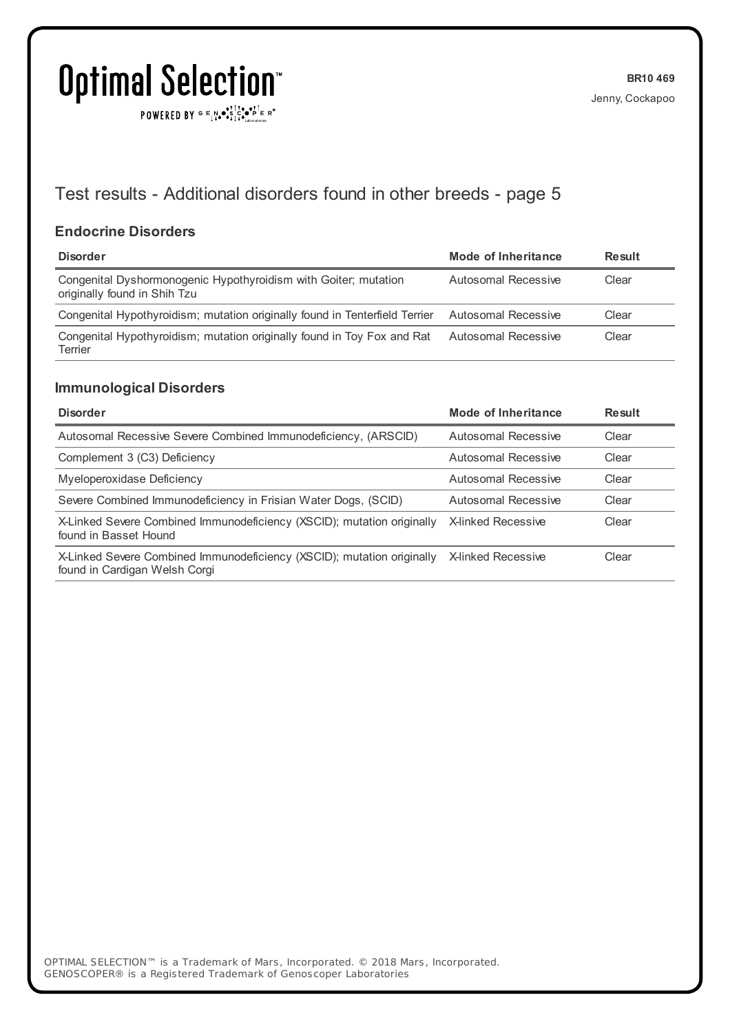# Test results - Additional disorders found in other breeds - page 5

### Endocrine Disorders

| Disorder | Mode of Inheritance | Result |
|---|---|---|
| Congenital Dyshormonogenic Hypothyroidism with Goiter; mutation originally found in Shih Tzu | Autosomal Recessive | Clear |
| Congenital Hypothyroidism; mutation originally found in Tenterfield Terrier | Autosomal Recessive | Clear |
| Congenital Hypothyroidism; mutation originally found in Toy Fox and Rat Terrier | Autosomal Recessive | Clear |

### Immunological Disorders

| Disorder | Mode of Inheritance | Result |
|---|---|---|
| Autosomal Recessive Severe Combined Immunodeficiency, (ARSCID) | Autosomal Recessive | Clear |
| Complement 3 (C3) Deficiency | Autosomal Recessive | Clear |
| Myeloperoxidase Deficiency | Autosomal Recessive | Clear |
| Severe Combined Immunodeficiency in Frisian Water Dogs, (SCID) | Autosomal Recessive | Clear |
| X-Linked Severe Combined Immunodeficiency (XSCID); mutation originally found in Basset Hound | X-linked Recessive | Clear |
| X-Linked Severe Combined Immunodeficiency (XSCID); mutation originally found in Cardigan Welsh Corgi | X-linked Recessive | Clear |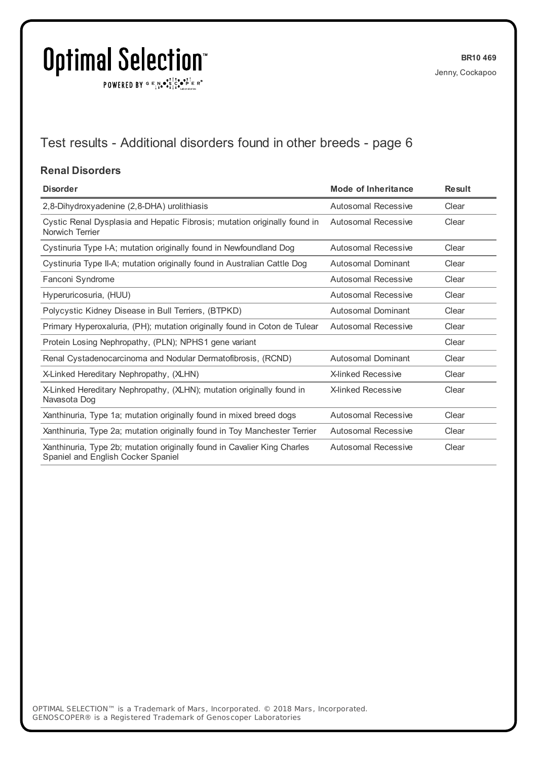## Test results - Additional disorders found in other breeds - page 6

### Renal Disorders

| Disorder | Mode of Inheritance | Result |
|---|---|---|
| 2,8-Dihydroxyadenine (2,8-DHA) urolithiasis | Autosomal Recessive | Clear |
| Cystic Renal Dysplasia and Hepatic Fibrosis; mutation originally found in Norwich Terrier | Autosomal Recessive | Clear |
| Cystinuria Type I-A; mutation originally found in Newfoundland Dog | Autosomal Recessive | Clear |
| Cystinuria Type II-A; mutation originally found in Australian Cattle Dog | Autosomal Dominant | Clear |
| Fanconi Syndrome | Autosomal Recessive | Clear |
| Hyperuricosuria, (HUU) | Autosomal Recessive | Clear |
| Polycystic Kidney Disease in Bull Terriers, (BTPKD) | Autosomal Dominant | Clear |
| Primary Hyperoxaluria, (PH); mutation originally found in Coton de Tulear | Autosomal Recessive | Clear |
| Protein Losing Nephropathy, (PLN); NPHS1 gene variant | | Clear |
| Renal Cystadenocarcinoma and Nodular Dermatofibrosis, (RCND) | Autosomal Dominant | Clear |
| X-Linked Hereditary Nephropathy, (XLHN) | X-linked Recessive | Clear |
| X-Linked Hereditary Nephropathy, (XLHN); mutation originally found in Navasota Dog | X-linked Recessive | Clear |
| Xanthinuria, Type 1a; mutation originally found in mixed breed dogs | Autosomal Recessive | Clear |
| Xanthinuria, Type 2a; mutation originally found in Toy Manchester Terrier | Autosomal Recessive | Clear |
| Xanthinuria, Type 2b; mutation originally found in Cavalier King Charles Spaniel and English Cocker Spaniel | Autosomal Recessive | Clear |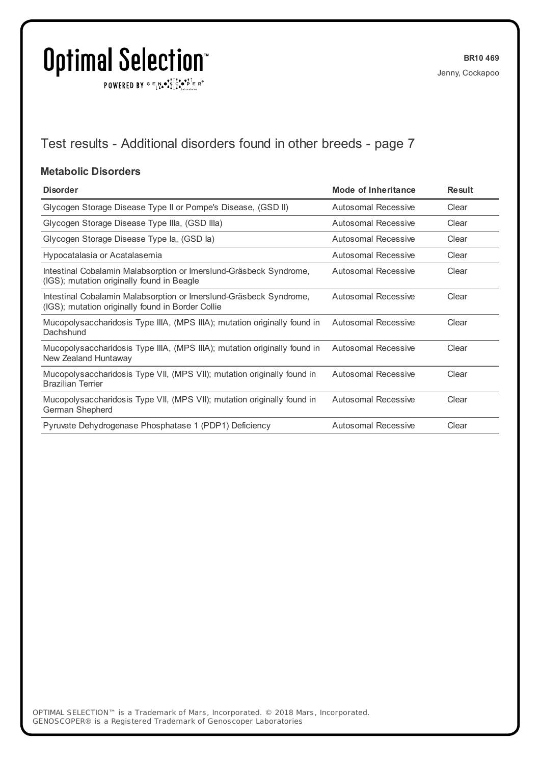# Test results - Additional disorders found in other breeds - page 7

### Metabolic Disorders

| Disorder | Mode of Inheritance | Result |
|---|---|---|
| Glycogen Storage Disease Type II or Pompe's Disease, (GSD II) | Autosomal Recessive | Clear |
| Glycogen Storage Disease Type IIIa, (GSD IIIa) | Autosomal Recessive | Clear |
| Glycogen Storage Disease Type Ia, (GSD Ia) | Autosomal Recessive | Clear |
| Hypocatalasia or Acatalasemia | Autosomal Recessive | Clear |
| Intestinal Cobalamin Malabsorption or Imerslund-Gräsbeck Syndrome, (IGS); mutation originally found in Beagle | Autosomal Recessive | Clear |
| Intestinal Cobalamin Malabsorption or Imerslund-Gräsbeck Syndrome, (IGS); mutation originally found in Border Collie | Autosomal Recessive | Clear |
| Mucopolysaccharidosis Type IIIA, (MPS IIIA); mutation originally found in Dachshund | Autosomal Recessive | Clear |
| Mucopolysaccharidosis Type IIIA, (MPS IIIA); mutation originally found in New Zealand Huntaway | Autosomal Recessive | Clear |
| Mucopolysaccharidosis Type VII, (MPS VII); mutation originally found in Brazilian Terrier | Autosomal Recessive | Clear |
| Mucopolysaccharidosis Type VII, (MPS VII); mutation originally found in German Shepherd | Autosomal Recessive | Clear |
| Pyruvate Dehydrogenase Phosphatase 1 (PDP1) Deficiency | Autosomal Recessive | Clear |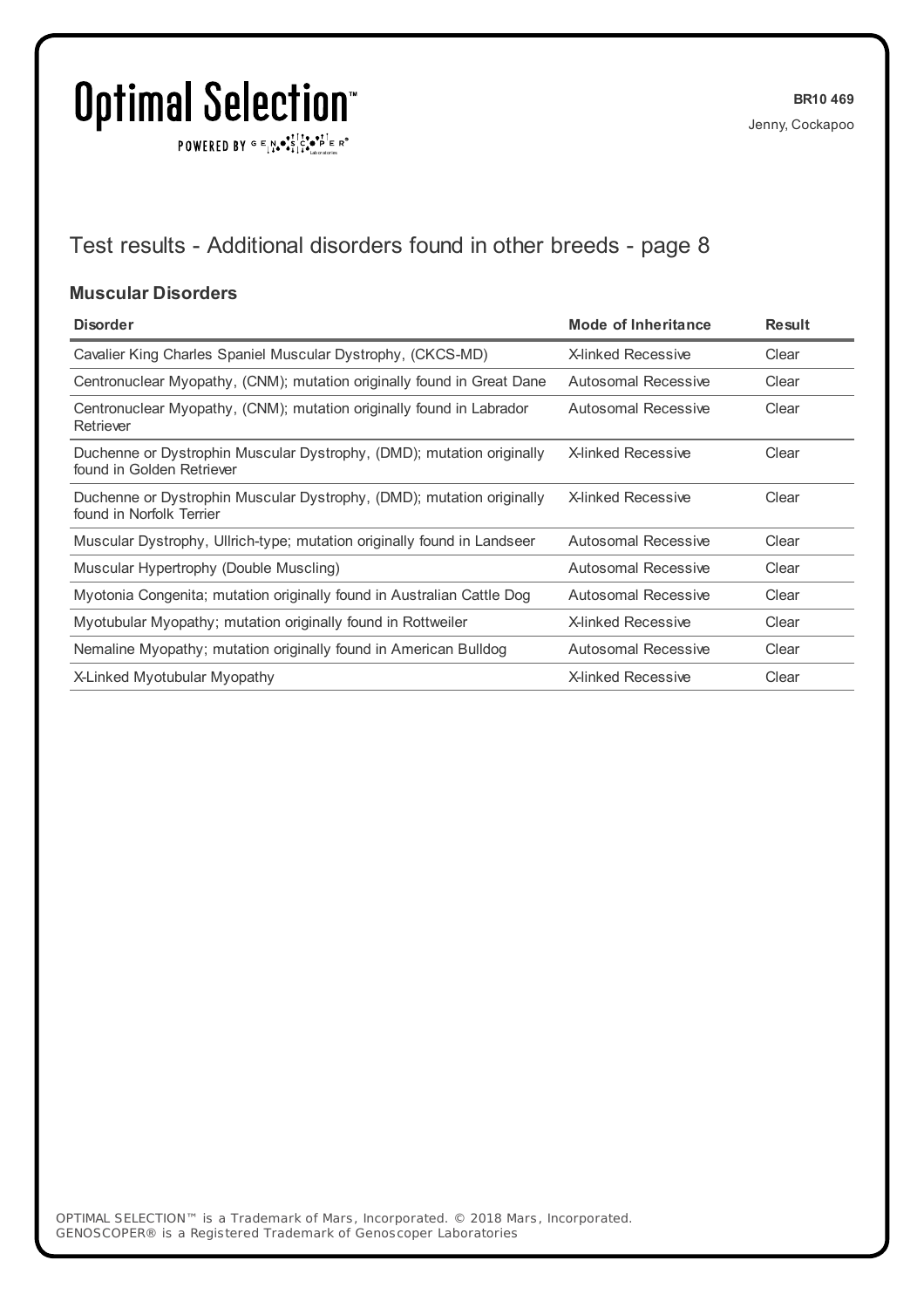BR10 469
Jenny, Cockapoo

## Test results - Additional disorders found in other breeds - page 8

### Muscular Disorders

| Disorder | Mode of Inheritance | Result |
|---|---|---|
| Cavalier King Charles Spaniel Muscular Dystrophy, (CKCS-MD) | X-linked Recessive | Clear |
| Centronuclear Myopathy, (CNM); mutation originally found in Great Dane | Autosomal Recessive | Clear |
| Centronuclear Myopathy, (CNM); mutation originally found in Labrador Retriever | Autosomal Recessive | Clear |
| Duchenne or Dystrophin Muscular Dystrophy, (DMD); mutation originally found in Golden Retriever | X-linked Recessive | Clear |
| Duchenne or Dystrophin Muscular Dystrophy, (DMD); mutation originally found in Norfolk Terrier | X-linked Recessive | Clear |
| Muscular Dystrophy, Ullrich-type; mutation originally found in Landseer | Autosomal Recessive | Clear |
| Muscular Hypertrophy (Double Muscling) | Autosomal Recessive | Clear |
| Myotonia Congenita; mutation originally found in Australian Cattle Dog | Autosomal Recessive | Clear |
| Myotubular Myopathy; mutation originally found in Rottweiler | X-linked Recessive | Clear |
| Nemaline Myopathy; mutation originally found in American Bulldog | Autosomal Recessive | Clear |
| X-Linked Myotubular Myopathy | X-linked Recessive | Clear |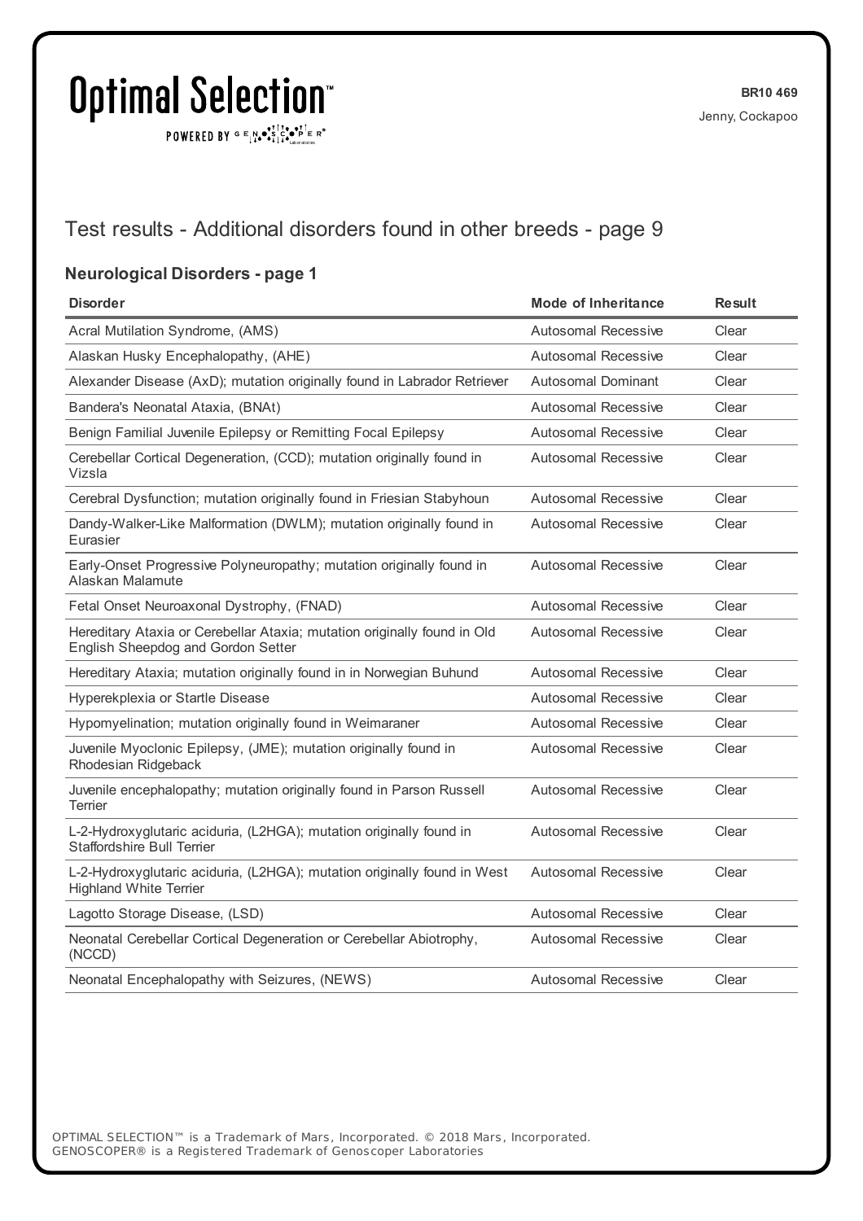# Test results - Additional disorders found in other breeds - page 9

## Neurological Disorders - page 1

| Disorder | Mode of Inheritance | Result |
|---|---|---|
| Acral Mutilation Syndrome, (AMS) | Autosomal Recessive | Clear |
| Alaskan Husky Encephalopathy, (AHE) | Autosomal Recessive | Clear |
| Alexander Disease (AxD); mutation originally found in Labrador Retriever | Autosomal Dominant | Clear |
| Bandera's Neonatal Ataxia, (BNAt) | Autosomal Recessive | Clear |
| Benign Familial Juvenile Epilepsy or Remitting Focal Epilepsy | Autosomal Recessive | Clear |
| Cerebellar Cortical Degeneration, (CCD); mutation originally found in Vizsla | Autosomal Recessive | Clear |
| Cerebral Dysfunction; mutation originally found in Friesian Stabyhoun | Autosomal Recessive | Clear |
| Dandy-Walker-Like Malformation (DWLM); mutation originally found in Eurasier | Autosomal Recessive | Clear |
| Early-Onset Progressive Polyneuropathy; mutation originally found in Alaskan Malamute | Autosomal Recessive | Clear |
| Fetal Onset Neuroaxonal Dystrophy, (FNAD) | Autosomal Recessive | Clear |
| Hereditary Ataxia or Cerebellar Ataxia; mutation originally found in Old English Sheepdog and Gordon Setter | Autosomal Recessive | Clear |
| Hereditary Ataxia; mutation originally found in in Norwegian Buhund | Autosomal Recessive | Clear |
| Hyperekplexia or Startle Disease | Autosomal Recessive | Clear |
| Hypomyelination; mutation originally found in Weimaraner | Autosomal Recessive | Clear |
| Juvenile Myoclonic Epilepsy, (JME); mutation originally found in Rhodesian Ridgeback | Autosomal Recessive | Clear |
| Juvenile encephalopathy; mutation originally found in Parson Russell Terrier | Autosomal Recessive | Clear |
| L-2-Hydroxyglutaric aciduria, (L2HGA); mutation originally found in Staffordshire Bull Terrier | Autosomal Recessive | Clear |
| L-2-Hydroxyglutaric aciduria, (L2HGA); mutation originally found in West Highland White Terrier | Autosomal Recessive | Clear |
| Lagotto Storage Disease, (LSD) | Autosomal Recessive | Clear |
| Neonatal Cerebellar Cortical Degeneration or Cerebellar Abiotrophy, (NCCD) | Autosomal Recessive | Clear |
| Neonatal Encephalopathy with Seizures, (NEWS) | Autosomal Recessive | Clear |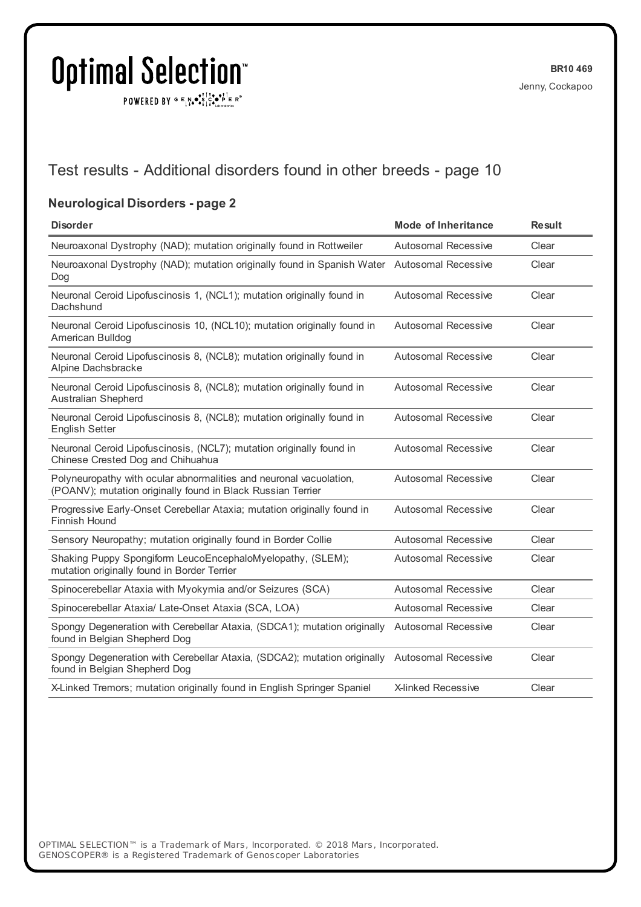Optimal Selection™

POWERED BY GENOSCOPER Laboratories

**BR10 469**

Jenny, Cockapoo

## Test results - Additional disorders found in other breeds - page 10

### Neurological Disorders - page 2

| Disorder | Mode of Inheritance | Result |
|---|---|---|
| Neuroaxonal Dystrophy (NAD); mutation originally found in Rottweiler | Autosomal Recessive | Clear |
| Neuroaxonal Dystrophy (NAD); mutation originally found in Spanish Water Dog | Autosomal Recessive | Clear |
| Neuronal Ceroid Lipofuscinosis 1, (NCL1); mutation originally found in Dachshund | Autosomal Recessive | Clear |
| Neuronal Ceroid Lipofuscinosis 10, (NCL10); mutation originally found in American Bulldog | Autosomal Recessive | Clear |
| Neuronal Ceroid Lipofuscinosis 8, (NCL8); mutation originally found in Alpine Dachsbracke | Autosomal Recessive | Clear |
| Neuronal Ceroid Lipofuscinosis 8, (NCL8); mutation originally found in Australian Shepherd | Autosomal Recessive | Clear |
| Neuronal Ceroid Lipofuscinosis 8, (NCL8); mutation originally found in English Setter | Autosomal Recessive | Clear |
| Neuronal Ceroid Lipofuscinosis, (NCL7); mutation originally found in Chinese Crested Dog and Chihuahua | Autosomal Recessive | Clear |
| Polyneuropathy with ocular abnormalities and neuronal vacuolation, (POANV); mutation originally found in Black Russian Terrier | Autosomal Recessive | Clear |
| Progressive Early-Onset Cerebellar Ataxia; mutation originally found in Finnish Hound | Autosomal Recessive | Clear |
| Sensory Neuropathy; mutation originally found in Border Collie | Autosomal Recessive | Clear |
| Shaking Puppy Spongiform LeucoEncephaloMyelopathy, (SLEM); mutation originally found in Border Terrier | Autosomal Recessive | Clear |
| Spinocerebellar Ataxia with Myokymia and/or Seizures (SCA) | Autosomal Recessive | Clear |
| Spinocerebellar Ataxia/ Late-Onset Ataxia (SCA, LOA) | Autosomal Recessive | Clear |
| Spongy Degeneration with Cerebellar Ataxia, (SDCA1); mutation originally found in Belgian Shepherd Dog | Autosomal Recessive | Clear |
| Spongy Degeneration with Cerebellar Ataxia, (SDCA2); mutation originally found in Belgian Shepherd Dog | Autosomal Recessive | Clear |
| X-Linked Tremors; mutation originally found in English Springer Spaniel | X-linked Recessive | Clear |

OPTIMAL SELECTION™ is a Trademark of Mars, Incorporated. © 2018 Mars, Incorporated.
GENOSCOPER® is a Registered Trademark of Genoscoper Laboratories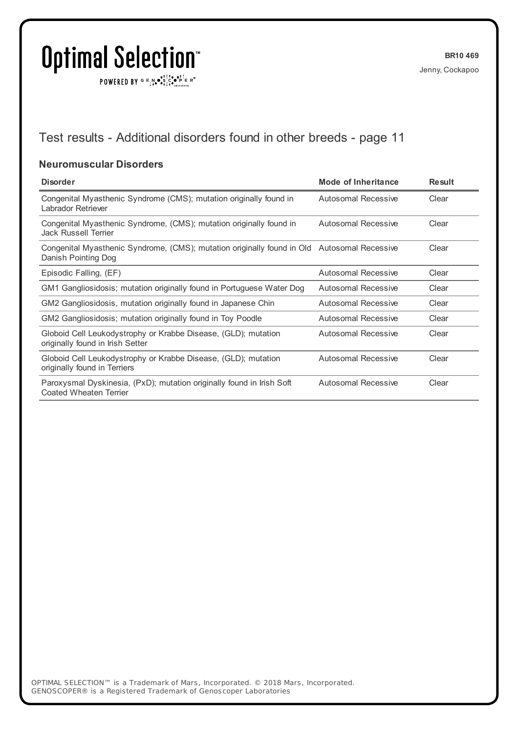# Test results - Additional disorders found in other breeds - page 11

### Neuromuscular Disorders

| Disorder | Mode of Inheritance | Result |
|---|---|---|
| Congenital Myasthenic Syndrome (CMS); mutation originally found in Labrador Retriever | Autosomal Recessive | Clear |
| Congenital Myasthenic Syndrome, (CMS); mutation originally found in Jack Russell Terrier | Autosomal Recessive | Clear |
| Congenital Myasthenic Syndrome, (CMS); mutation originally found in Old Danish Pointing Dog | Autosomal Recessive | Clear |
| Episodic Falling, (EF) | Autosomal Recessive | Clear |
| GM1 Gangliosidosis; mutation originally found in Portuguese Water Dog | Autosomal Recessive | Clear |
| GM2 Gangliosidosis, mutation originally found in Japanese Chin | Autosomal Recessive | Clear |
| GM2 Gangliosidosis; mutation originally found in Toy Poodle | Autosomal Recessive | Clear |
| Globoid Cell Leukodystrophy or Krabbe Disease, (GLD); mutation originally found in Irish Setter | Autosomal Recessive | Clear |
| Globoid Cell Leukodystrophy or Krabbe Disease, (GLD); mutation originally found in Terriers | Autosomal Recessive | Clear |
| Paroxysmal Dyskinesia, (PxD); mutation originally found in Irish Soft Coated Wheaten Terrier | Autosomal Recessive | Clear |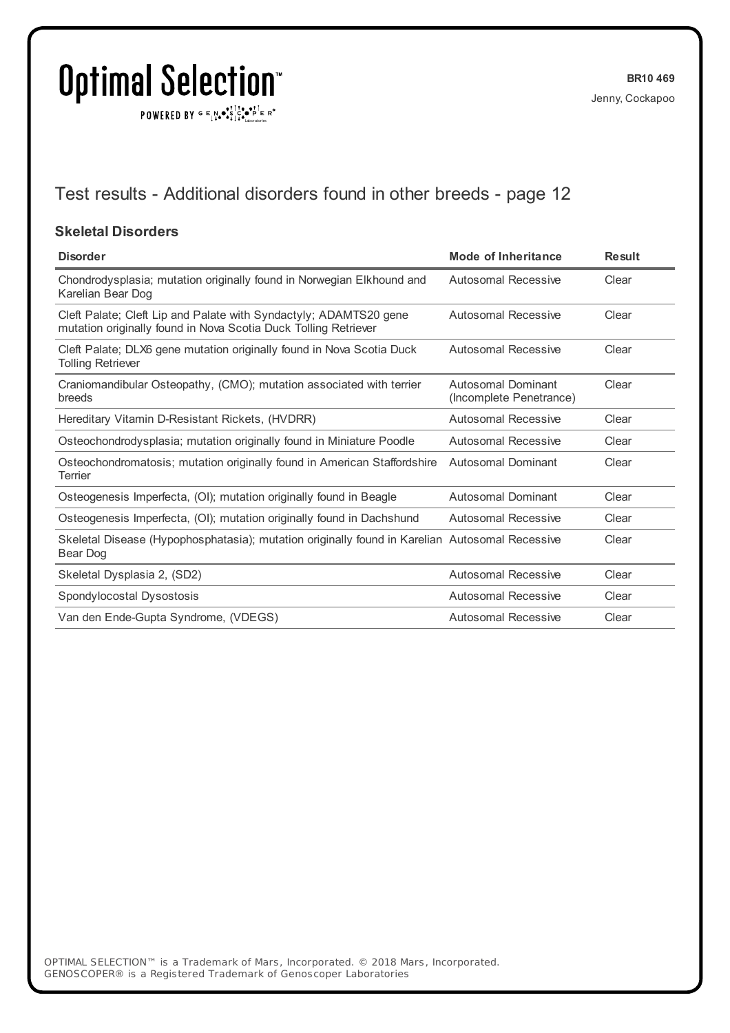## Test results - Additional disorders found in other breeds - page 12

### Skeletal Disorders

| Disorder | Mode of Inheritance | Result |
|---|---|---|
| Chondrodysplasia; mutation originally found in Norwegian Elkhound and Karelian Bear Dog | Autosomal Recessive | Clear |
| Cleft Palate; Cleft Lip and Palate with Syndactyly; ADAMTS20 gene mutation originally found in Nova Scotia Duck Tolling Retriever | Autosomal Recessive | Clear |
| Cleft Palate; DLX6 gene mutation originally found in Nova Scotia Duck Tolling Retriever | Autosomal Recessive | Clear |
| Craniomandibular Osteopathy, (CMO); mutation associated with terrier breeds | Autosomal Dominant (Incomplete Penetrance) | Clear |
| Hereditary Vitamin D-Resistant Rickets, (HVDRR) | Autosomal Recessive | Clear |
| Osteochondrodysplasia; mutation originally found in Miniature Poodle | Autosomal Recessive | Clear |
| Osteochondromatosis; mutation originally found in American Staffordshire Terrier | Autosomal Dominant | Clear |
| Osteogenesis Imperfecta, (OI); mutation originally found in Beagle | Autosomal Dominant | Clear |
| Osteogenesis Imperfecta, (OI); mutation originally found in Dachshund | Autosomal Recessive | Clear |
| Skeletal Disease (Hypophosphatasia); mutation originally found in Karelian Bear Dog | Autosomal Recessive | Clear |
| Skeletal Dysplasia 2, (SD2) | Autosomal Recessive | Clear |
| Spondylocostal Dysostosis | Autosomal Recessive | Clear |
| Van den Ende-Gupta Syndrome, (VDEGS) | Autosomal Recessive | Clear |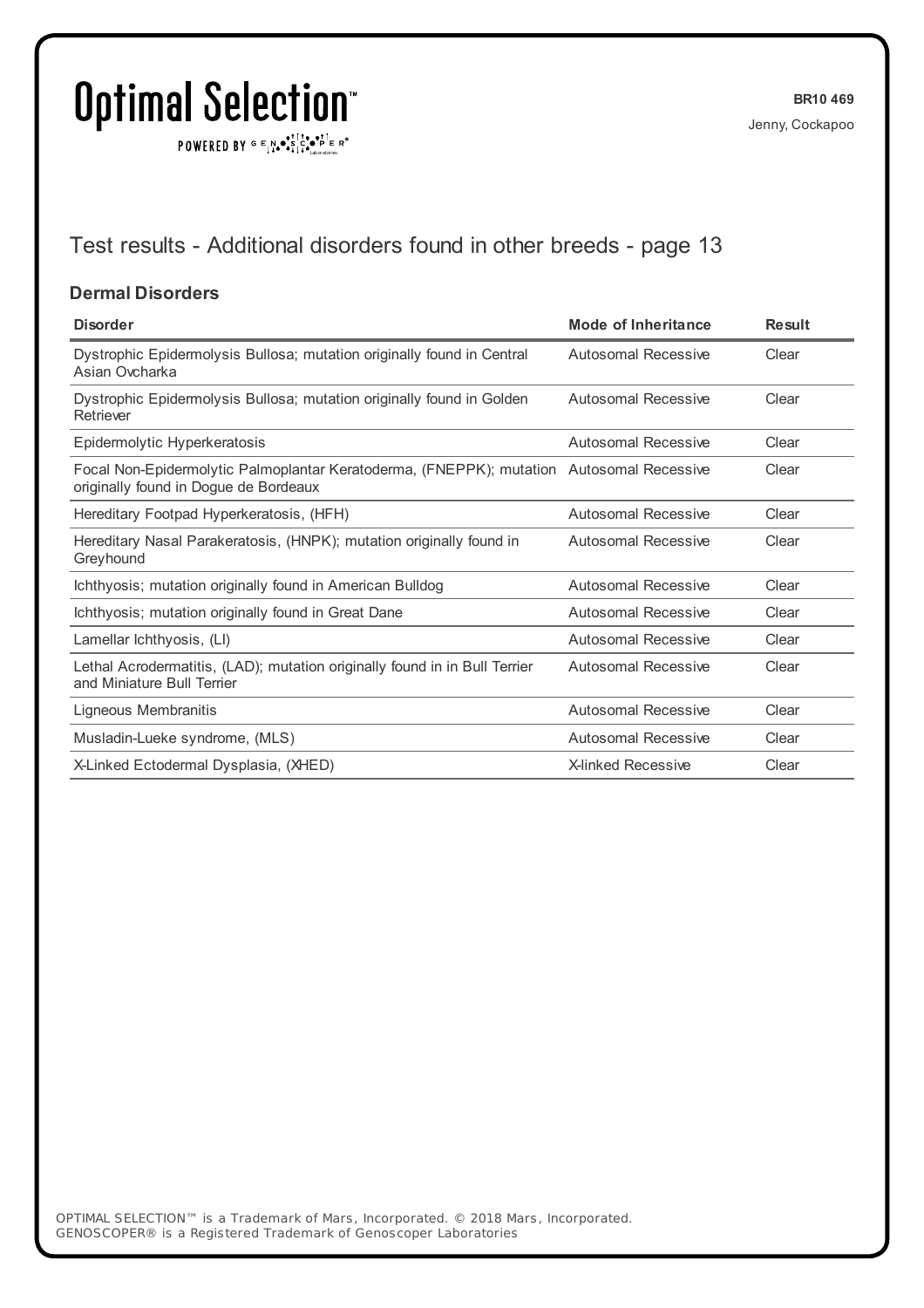# Test results - Additional disorders found in other breeds - page 13

## Dermal Disorders

| Disorder | Mode of Inheritance | Result |
|---|---|---|
| Dystrophic Epidermolysis Bullosa; mutation originally found in Central Asian Ovcharka | Autosomal Recessive | Clear |
| Dystrophic Epidermolysis Bullosa; mutation originally found in Golden Retriever | Autosomal Recessive | Clear |
| Epidermolytic Hyperkeratosis | Autosomal Recessive | Clear |
| Focal Non-Epidermolytic Palmoplantar Keratoderma, (FNEPPK); mutation originally found in Dogue de Bordeaux | Autosomal Recessive | Clear |
| Hereditary Footpad Hyperkeratosis, (HFH) | Autosomal Recessive | Clear |
| Hereditary Nasal Parakeratosis, (HNPK); mutation originally found in Greyhound | Autosomal Recessive | Clear |
| Ichthyosis; mutation originally found in American Bulldog | Autosomal Recessive | Clear |
| Ichthyosis; mutation originally found in Great Dane | Autosomal Recessive | Clear |
| Lamellar Ichthyosis, (LI) | Autosomal Recessive | Clear |
| Lethal Acrodermatitis, (LAD); mutation originally found in in Bull Terrier and Miniature Bull Terrier | Autosomal Recessive | Clear |
| Ligneous Membranitis | Autosomal Recessive | Clear |
| Musladin-Lueke syndrome, (MLS) | Autosomal Recessive | Clear |
| X-Linked Ectodermal Dysplasia, (XHED) | X-linked Recessive | Clear |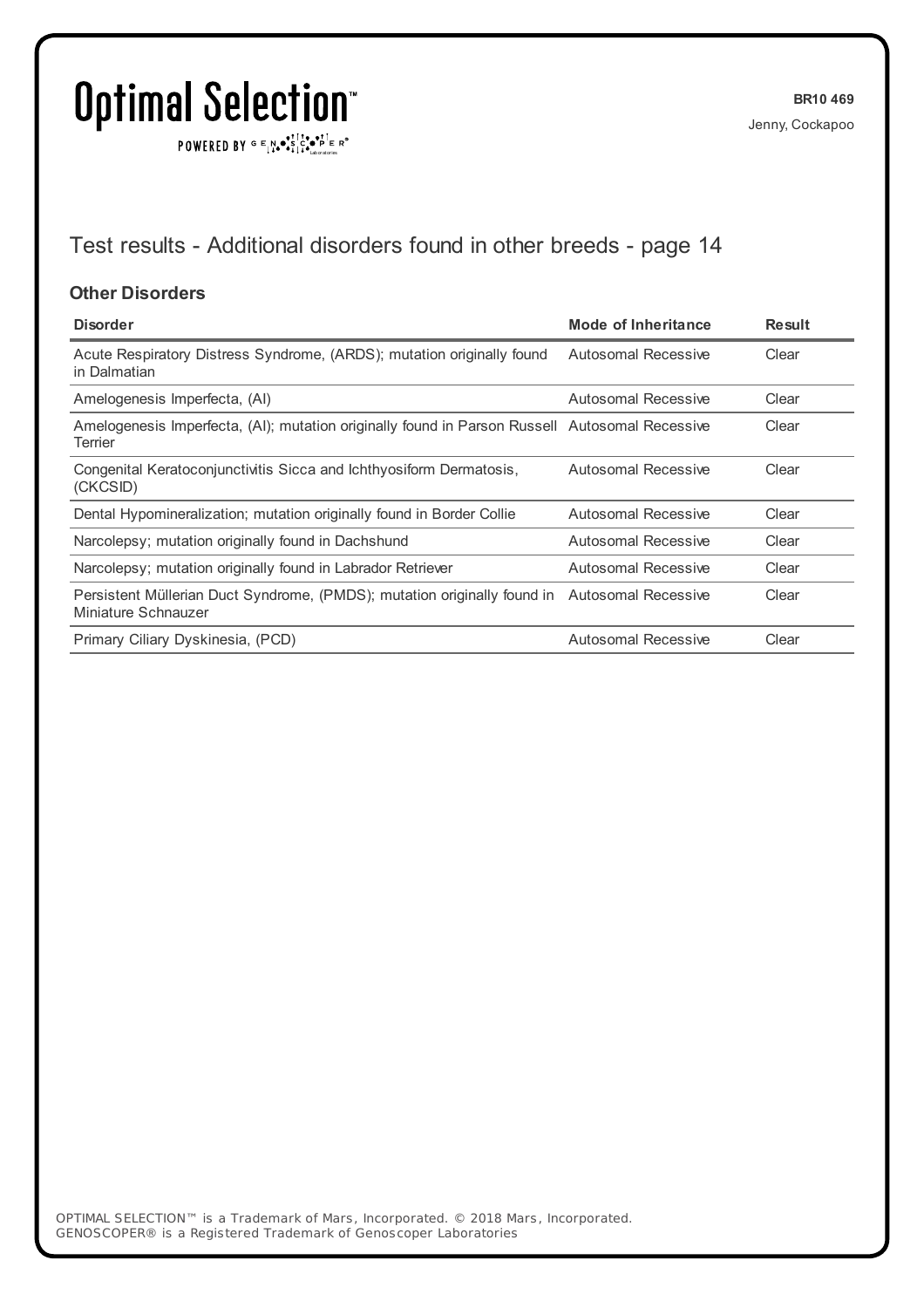## Test results - Additional disorders found in other breeds - page 14

### Other Disorders

| Disorder | Mode of Inheritance | Result |
|---|---|---|
| Acute Respiratory Distress Syndrome, (ARDS); mutation originally found in Dalmatian | Autosomal Recessive | Clear |
| Amelogenesis Imperfecta, (AI) | Autosomal Recessive | Clear |
| Amelogenesis Imperfecta, (AI); mutation originally found in Parson Russell Terrier | Autosomal Recessive | Clear |
| Congenital Keratoconjunctivitis Sicca and Ichthyosiform Dermatosis, (CKCSID) | Autosomal Recessive | Clear |
| Dental Hypomineralization; mutation originally found in Border Collie | Autosomal Recessive | Clear |
| Narcolepsy; mutation originally found in Dachshund | Autosomal Recessive | Clear |
| Narcolepsy; mutation originally found in Labrador Retriever | Autosomal Recessive | Clear |
| Persistent Müllerian Duct Syndrome, (PMDS); mutation originally found in Miniature Schnauzer | Autosomal Recessive | Clear |
| Primary Ciliary Dyskinesia, (PCD) | Autosomal Recessive | Clear |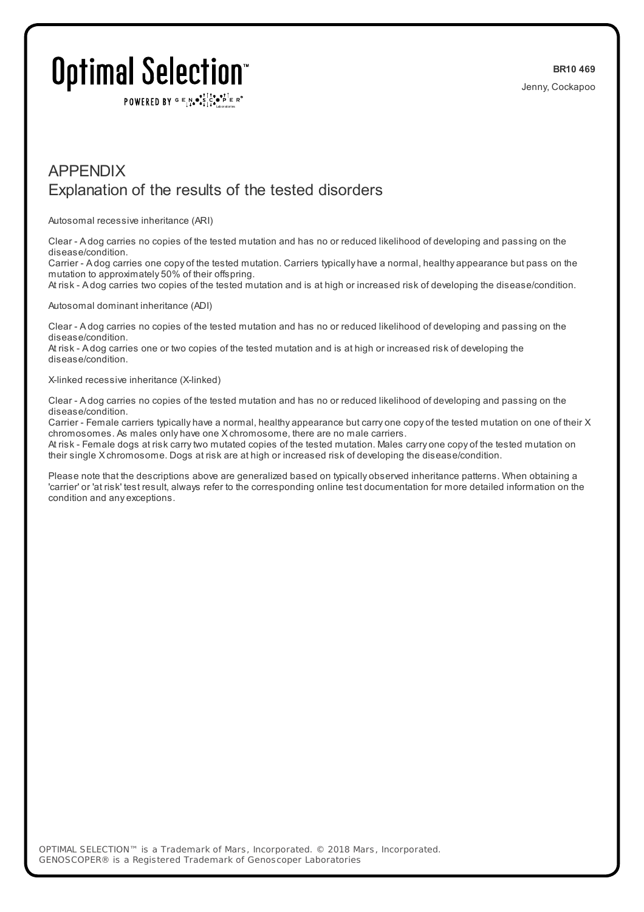# APPENDIX

## Explanation of the results of the tested disorders

Autosomal recessive inheritance (ARI)

Clear - A dog carries no copies of the tested mutation and has no or reduced likelihood of developing and passing on the disease/condition.
Carrier - A dog carries one copy of the tested mutation. Carriers typically have a normal, healthy appearance but pass on the mutation to approximately 50% of their offspring.
At risk - A dog carries two copies of the tested mutation and is at high or increased risk of developing the disease/condition.

Autosomal dominant inheritance (ADI)

Clear - A dog carries no copies of the tested mutation and has no or reduced likelihood of developing and passing on the disease/condition.
At risk - A dog carries one or two copies of the tested mutation and is at high or increased risk of developing the disease/condition.

X-linked recessive inheritance (X-linked)

Clear - A dog carries no copies of the tested mutation and has no or reduced likelihood of developing and passing on the disease/condition.
Carrier - Female carriers typically have a normal, healthy appearance but carry one copy of the tested mutation on one of their X chromosomes. As males only have one X chromosome, there are no male carriers.
At risk - Female dogs at risk carry two mutated copies of the tested mutation. Males carry one copy of the tested mutation on their single X chromosome. Dogs at risk are at high or increased risk of developing the disease/condition.

Please note that the descriptions above are generalized based on typically observed inheritance patterns. When obtaining a 'carrier' or 'at risk' test result, always refer to the corresponding online test documentation for more detailed information on the condition and any exceptions.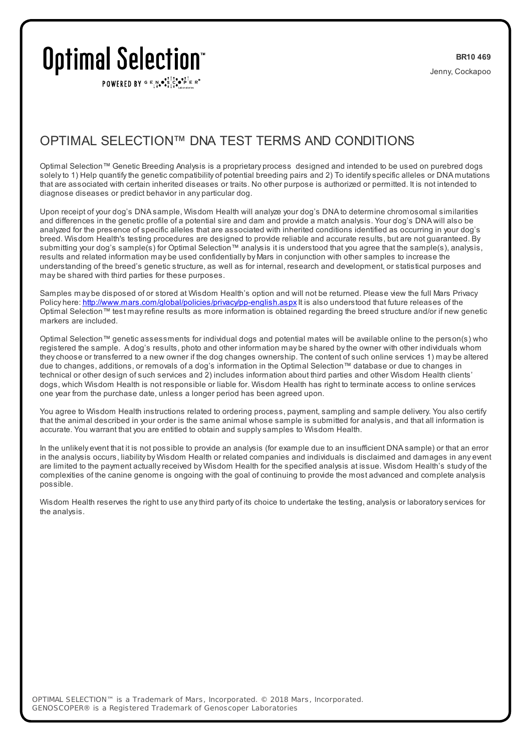# OPTIMAL SELECTION™ DNA TEST TERMS AND CONDITIONS

Optimal Selection™ Genetic Breeding Analysis is a proprietary process designed and intended to be used on purebred dogs solely to 1) Help quantify the genetic compatibility of potential breeding pairs and 2) To identify specific alleles or DNA mutations that are associated with certain inherited diseases or traits. No other purpose is authorized or permitted. It is not intended to diagnose diseases or predict behavior in any particular dog.

Upon receipt of your dog's DNA sample, Wisdom Health will analyze your dog's DNA to determine chromosomal similarities and differences in the genetic profile of a potential sire and dam and provide a match analysis. Your dog's DNA will also be analyzed for the presence of specific alleles that are associated with inherited conditions identified as occurring in your dog's breed. Wisdom Health's testing procedures are designed to provide reliable and accurate results, but are not guaranteed. By submitting your dog's sample(s) for Optimal Selection™ analysis it is understood that you agree that the sample(s), analysis, results and related information may be used confidentially by Mars in conjunction with other samples to increase the understanding of the breed's genetic structure, as well as for internal, research and development, or statistical purposes and may be shared with third parties for these purposes.

Samples may be disposed of or stored at Wisdom Health's option and will not be returned. Please view the full Mars Privacy Policy here: http://www.mars.com/global/policies/privacy/pp-english.aspx It is also understood that future releases of the Optimal Selection™ test may refine results as more information is obtained regarding the breed structure and/or if new genetic markers are included.

Optimal Selection™ genetic assessments for individual dogs and potential mates will be available online to the person(s) who registered the sample. A dog's results, photo and other information may be shared by the owner with other individuals whom they choose or transferred to a new owner if the dog changes ownership. The content of such online services 1) may be altered due to changes, additions, or removals of a dog's information in the Optimal Selection™ database or due to changes in technical or other design of such services and 2) includes information about third parties and other Wisdom Health clients' dogs, which Wisdom Health is not responsible or liable for. Wisdom Health has right to terminate access to online services one year from the purchase date, unless a longer period has been agreed upon.

You agree to Wisdom Health instructions related to ordering process, payment, sampling and sample delivery. You also certify that the animal described in your order is the same animal whose sample is submitted for analysis, and that all information is accurate. You warrant that you are entitled to obtain and supply samples to Wisdom Health.

In the unlikely event that it is not possible to provide an analysis (for example due to an insufficient DNA sample) or that an error in the analysis occurs, liability by Wisdom Health or related companies and individuals is disclaimed and damages in any event are limited to the payment actually received by Wisdom Health for the specified analysis at issue. Wisdom Health's study of the complexities of the canine genome is ongoing with the goal of continuing to provide the most advanced and complete analysis possible.

Wisdom Health reserves the right to use any third party of its choice to undertake the testing, analysis or laboratory services for the analysis.